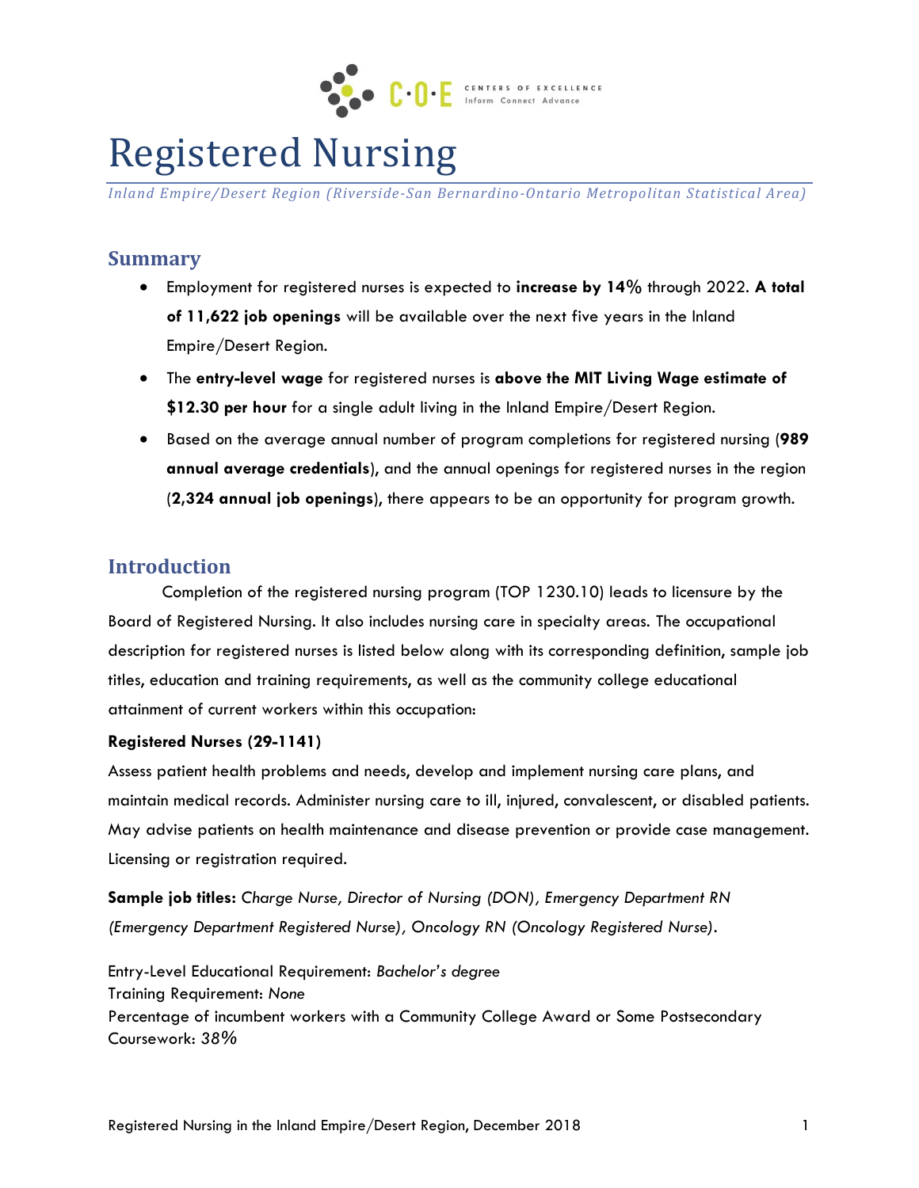# Registered Nursing

*Inland Empire/Desert Region (Riverside-San Bernardino-Ontario Metropolitan Statistical Area)*

## Summary

- Employment for registered nurses is expected to **increase by 14%** through 2022. **A total of 11,622 job openings** will be available over the next five years in the Inland Empire/Desert Region.
- The **entry-level wage** for registered nurses is **above the MIT Living Wage estimate of $12.30 per hour** for a single adult living in the Inland Empire/Desert Region.
- Based on the average annual number of program completions for registered nursing (**989 annual average credentials**), and the annual openings for registered nurses in the region (**2,324 annual job openings**), there appears to be an opportunity for program growth.

## Introduction

Completion of the registered nursing program (TOP 1230.10) leads to licensure by the Board of Registered Nursing. It also includes nursing care in specialty areas. The occupational description for registered nurses is listed below along with its corresponding definition, sample job titles, education and training requirements, as well as the community college educational attainment of current workers within this occupation:

**Registered Nurses (29-1141)**

Assess patient health problems and needs, develop and implement nursing care plans, and maintain medical records. Administer nursing care to ill, injured, convalescent, or disabled patients. May advise patients on health maintenance and disease prevention or provide case management. Licensing or registration required.

**Sample job titles:** *Charge Nurse, Director of Nursing (DON), Emergency Department RN (Emergency Department Registered Nurse), Oncology RN (Oncology Registered Nurse).*

Entry-Level Educational Requirement: *Bachelor's degree*
Training Requirement: *None*
Percentage of incumbent workers with a Community College Award or Some Postsecondary Coursework: *38%*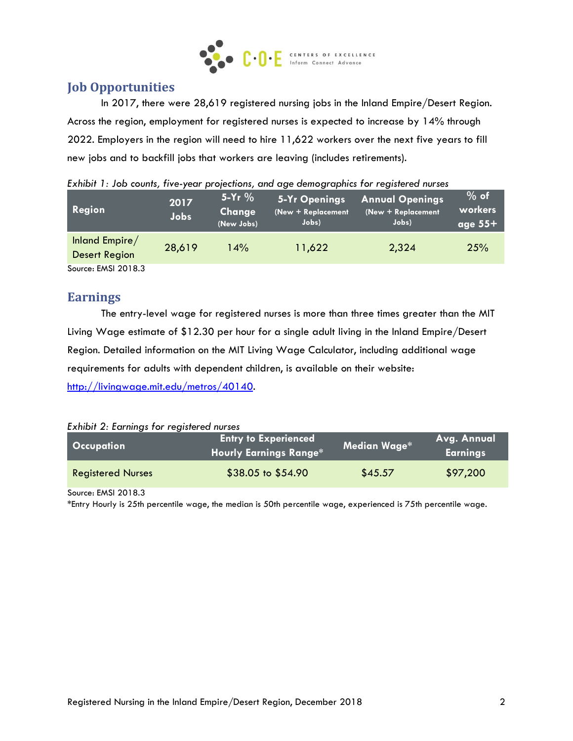## Job Opportunities

In 2017, there were 28,619 registered nursing jobs in the Inland Empire/Desert Region. Across the region, employment for registered nurses is expected to increase by 14% through 2022. Employers in the region will need to hire 11,622 workers over the next five years to fill new jobs and to backfill jobs that workers are leaving (includes retirements).

*Exhibit 1: Job counts, five-year projections, and age demographics for registered nurses*

| Region | 2017 Jobs | 5-Yr % Change (New Jobs) | 5-Yr Openings (New + Replacement Jobs) | Annual Openings (New + Replacement Jobs) | % of workers age 55+ |
|---|---|---|---|---|---|
| Inland Empire/ Desert Region | 28,619 | 14% | 11,622 | 2,324 | 25% |

Source: EMSI 2018.3

## Earnings

The entry-level wage for registered nurses is more than three times greater than the MIT Living Wage estimate of $12.30 per hour for a single adult living in the Inland Empire/Desert Region. Detailed information on the MIT Living Wage Calculator, including additional wage requirements for adults with dependent children, is available on their website: [http://livingwage.mit.edu/metros/40140](http://livingwage.mit.edu/metros/40140).

*Exhibit 2: Earnings for registered nurses*

| Occupation | Entry to Experienced Hourly Earnings Range* | Median Wage* | Avg. Annual Earnings |
|---|---|---|---|
| Registered Nurses | $38.05 to $54.90 | $45.57 | $97,200 |

Source: EMSI 2018.3
*Entry Hourly is 25th percentile wage, the median is 50th percentile wage, experienced is 75th percentile wage.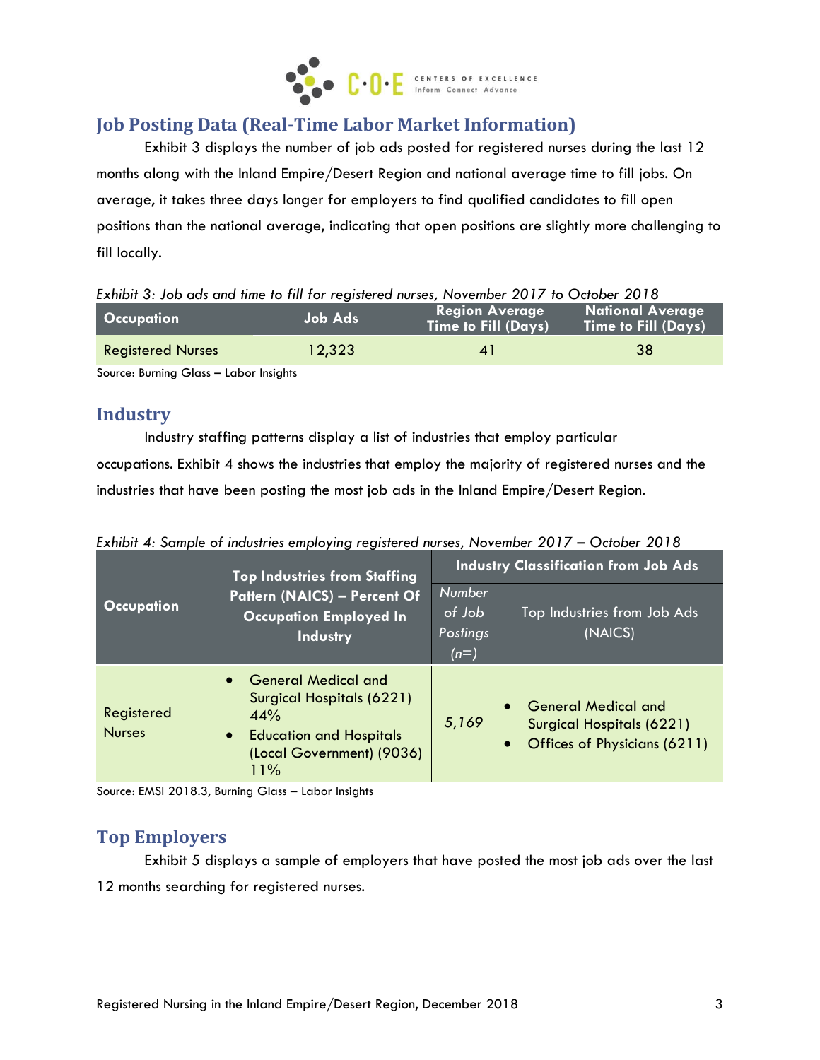## Job Posting Data (Real-Time Labor Market Information)

Exhibit 3 displays the number of job ads posted for registered nurses during the last 12 months along with the Inland Empire/Desert Region and national average time to fill jobs. On average, it takes three days longer for employers to find qualified candidates to fill open positions than the national average, indicating that open positions are slightly more challenging to fill locally.

*Exhibit 3: Job ads and time to fill for registered nurses, November 2017 to October 2018*

| Occupation | Job Ads | Region Average Time to Fill (Days) | National Average Time to Fill (Days) |
|---|---|---|---|
| Registered Nurses | 12,323 | 41 | 38 |

Source: Burning Glass – Labor Insights

## Industry

Industry staffing patterns display a list of industries that employ particular occupations. Exhibit 4 shows the industries that employ the majority of registered nurses and the industries that have been posting the most job ads in the Inland Empire/Desert Region.

*Exhibit 4: Sample of industries employing registered nurses, November 2017 – October 2018*

| Occupation | Top Industries from Staffing Pattern (NAICS) – Percent Of Occupation Employed In Industry | Industry Classification from Job Ads | |
|---|---|---|---|
| | | *Number of Job Postings (n=)* | Top Industries from Job Ads (NAICS) |
| Registered Nurses | • General Medical and Surgical Hospitals (6221) 44%<br>• Education and Hospitals (Local Government) (9036) 11% | *5,169* | • General Medical and Surgical Hospitals (6221)<br>• Offices of Physicians (6211) |

Source: EMSI 2018.3, Burning Glass – Labor Insights

## Top Employers

Exhibit 5 displays a sample of employers that have posted the most job ads over the last 12 months searching for registered nurses.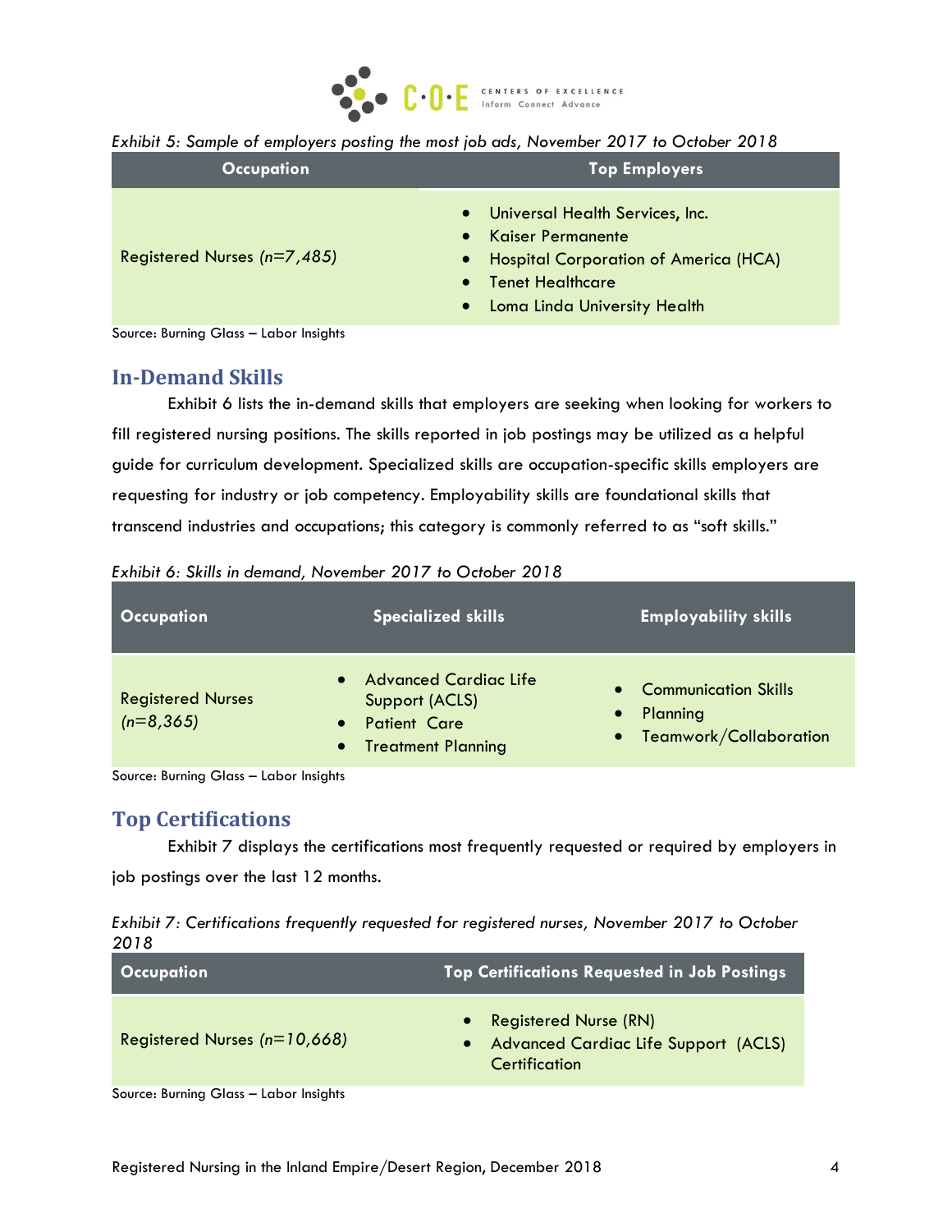*Exhibit 5: Sample of employers posting the most job ads, November 2017 to October 2018*

| Occupation | Top Employers |
|---|---|
| Registered Nurses *(n=7,485)* | • Universal Health Services, Inc.<br>• Kaiser Permanente<br>• Hospital Corporation of America (HCA)<br>• Tenet Healthcare<br>• Loma Linda University Health |

Source: Burning Glass – Labor Insights

## In-Demand Skills

Exhibit 6 lists the in-demand skills that employers are seeking when looking for workers to fill registered nursing positions. The skills reported in job postings may be utilized as a helpful guide for curriculum development. Specialized skills are occupation-specific skills employers are requesting for industry or job competency. Employability skills are foundational skills that transcend industries and occupations; this category is commonly referred to as "soft skills."

*Exhibit 6: Skills in demand, November 2017 to October 2018*

| Occupation | Specialized skills | Employability skills |
|---|---|---|
| Registered Nurses *(n=8,365)* | • Advanced Cardiac Life Support (ACLS)<br>• Patient Care<br>• Treatment Planning | • Communication Skills<br>• Planning<br>• Teamwork/Collaboration |

Source: Burning Glass – Labor Insights

## Top Certifications

Exhibit 7 displays the certifications most frequently requested or required by employers in job postings over the last 12 months.

*Exhibit 7: Certifications frequently requested for registered nurses, November 2017 to October 2018*

| Occupation | Top Certifications Requested in Job Postings |
|---|---|
| Registered Nurses *(n=10,668)* | • Registered Nurse (RN)<br>• Advanced Cardiac Life Support (ACLS) Certification |

Source: Burning Glass – Labor Insights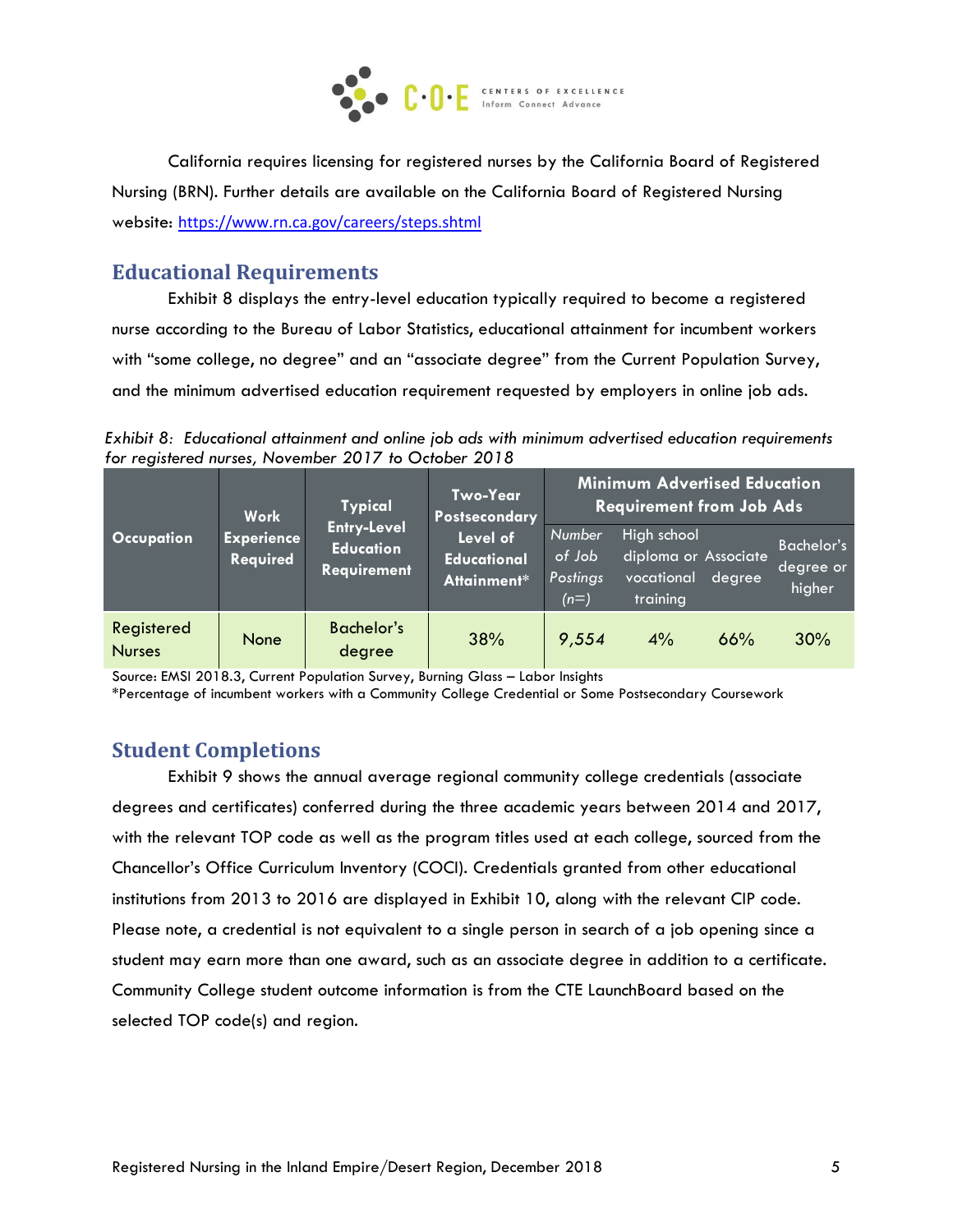California requires licensing for registered nurses by the California Board of Registered Nursing (BRN). Further details are available on the California Board of Registered Nursing website: https://www.rn.ca.gov/careers/steps.shtml

## Educational Requirements

Exhibit 8 displays the entry-level education typically required to become a registered nurse according to the Bureau of Labor Statistics, educational attainment for incumbent workers with "some college, no degree" and an "associate degree" from the Current Population Survey, and the minimum advertised education requirement requested by employers in online job ads.

*Exhibit 8: Educational attainment and online job ads with minimum advertised education requirements for registered nurses, November 2017 to October 2018*

| Occupation | Work Experience Required | Typical Entry-Level Education Requirement | Two-Year Postsecondary Level of Educational Attainment* | Minimum Advertised Education Requirement from Job Ads | | | |
|---|---|---|---|---|---|---|---|
| | | | | *Number of Job Postings (n=)* | High school diploma or vocational training | Associate degree | Bachelor's degree or higher |
| Registered Nurses | None | Bachelor's degree | 38% | *9,554* | 4% | 66% | 30% |

Source: EMSI 2018.3, Current Population Survey, Burning Glass – Labor Insights
*Percentage of incumbent workers with a Community College Credential or Some Postsecondary Coursework

## Student Completions

Exhibit 9 shows the annual average regional community college credentials (associate degrees and certificates) conferred during the three academic years between 2014 and 2017, with the relevant TOP code as well as the program titles used at each college, sourced from the Chancellor's Office Curriculum Inventory (COCI). Credentials granted from other educational institutions from 2013 to 2016 are displayed in Exhibit 10, along with the relevant CIP code. Please note, a credential is not equivalent to a single person in search of a job opening since a student may earn more than one award, such as an associate degree in addition to a certificate. Community College student outcome information is from the CTE LaunchBoard based on the selected TOP code(s) and region.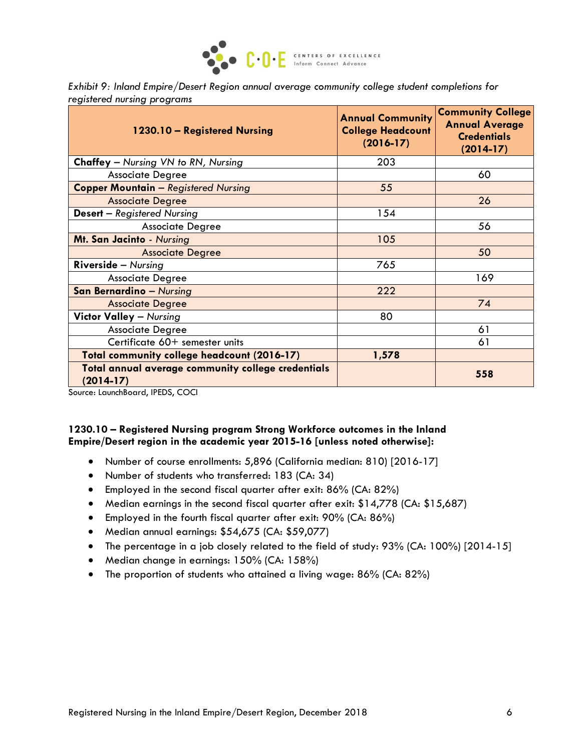*Exhibit 9: Inland Empire/Desert Region annual average community college student completions for registered nursing programs*

| 1230.10 – Registered Nursing | Annual Community College Headcount (2016-17) | Community College Annual Average Credentials (2014-17) |
|---|---|---|
| **Chaffey** – *Nursing VN to RN, Nursing* | 203 | |
| Associate Degree | | 60 |
| **Copper Mountain** – *Registered Nursing* | 55 | |
| Associate Degree | | 26 |
| **Desert** – *Registered Nursing* | 154 | |
| Associate Degree | | 56 |
| **Mt. San Jacinto** - *Nursing* | 105 | |
| Associate Degree | | 50 |
| **Riverside** – *Nursing* | 765 | |
| Associate Degree | | 169 |
| **San Bernardino** – *Nursing* | 222 | |
| Associate Degree | | 74 |
| **Victor Valley** – *Nursing* | 80 | |
| Associate Degree | | 61 |
| Certificate 60+ semester units | | 61 |
| **Total community college headcount (2016-17)** | **1,578** | |
| **Total annual average community college credentials (2014-17)** | | **558** |

Source: LaunchBoard, IPEDS, COCI

**1230.10 – Registered Nursing program Strong Workforce outcomes in the Inland Empire/Desert region in the academic year 2015-16 [unless noted otherwise]:**

- Number of course enrollments: 5,896 (California median: 810) [2016-17]
- Number of students who transferred: 183 (CA: 34)
- Employed in the second fiscal quarter after exit: 86% (CA: 82%)
- Median earnings in the second fiscal quarter after exit: $14,778 (CA: $15,687)
- Employed in the fourth fiscal quarter after exit: 90% (CA: 86%)
- Median annual earnings: $54,675 (CA: $59,077)
- The percentage in a job closely related to the field of study: 93% (CA: 100%) [2014-15]
- Median change in earnings: 150% (CA: 158%)
- The proportion of students who attained a living wage: 86% (CA: 82%)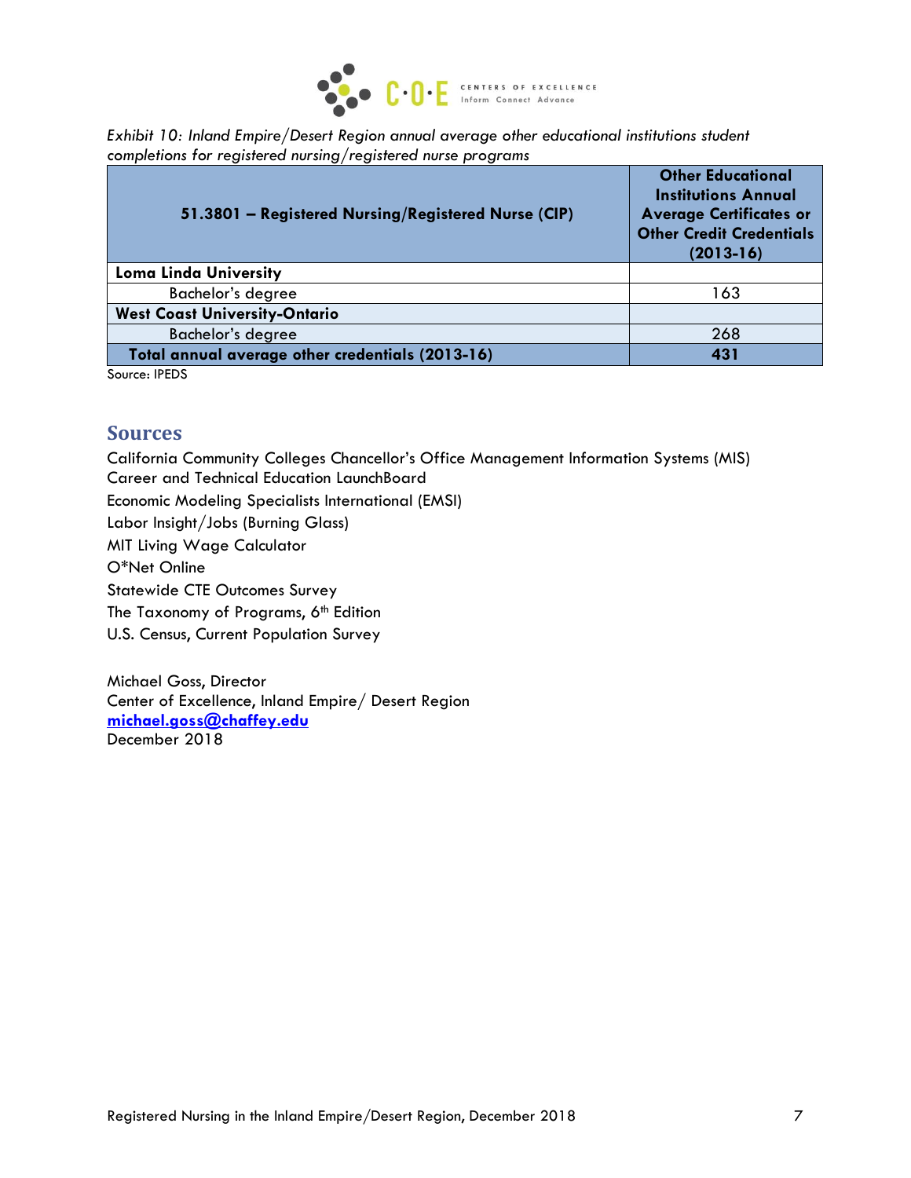*Exhibit 10: Inland Empire/Desert Region annual average other educational institutions student completions for registered nursing/registered nurse programs*

| 51.3801 – Registered Nursing/Registered Nurse (CIP) | Other Educational Institutions Annual Average Certificates or Other Credit Credentials (2013-16) |
|---|---|
| **Loma Linda University** | |
| Bachelor's degree | 163 |
| **West Coast University-Ontario** | |
| Bachelor's degree | 268 |
| **Total annual average other credentials (2013-16)** | **431** |

Source: IPEDS

## Sources

California Community Colleges Chancellor's Office Management Information Systems (MIS)
Career and Technical Education LaunchBoard
Economic Modeling Specialists International (EMSI)
Labor Insight/Jobs (Burning Glass)
MIT Living Wage Calculator
O*Net Online
Statewide CTE Outcomes Survey
The Taxonomy of Programs, 6th Edition
U.S. Census, Current Population Survey

Michael Goss, Director
Center of Excellence, Inland Empire/ Desert Region
**michael.goss@chaffey.edu**
December 2018